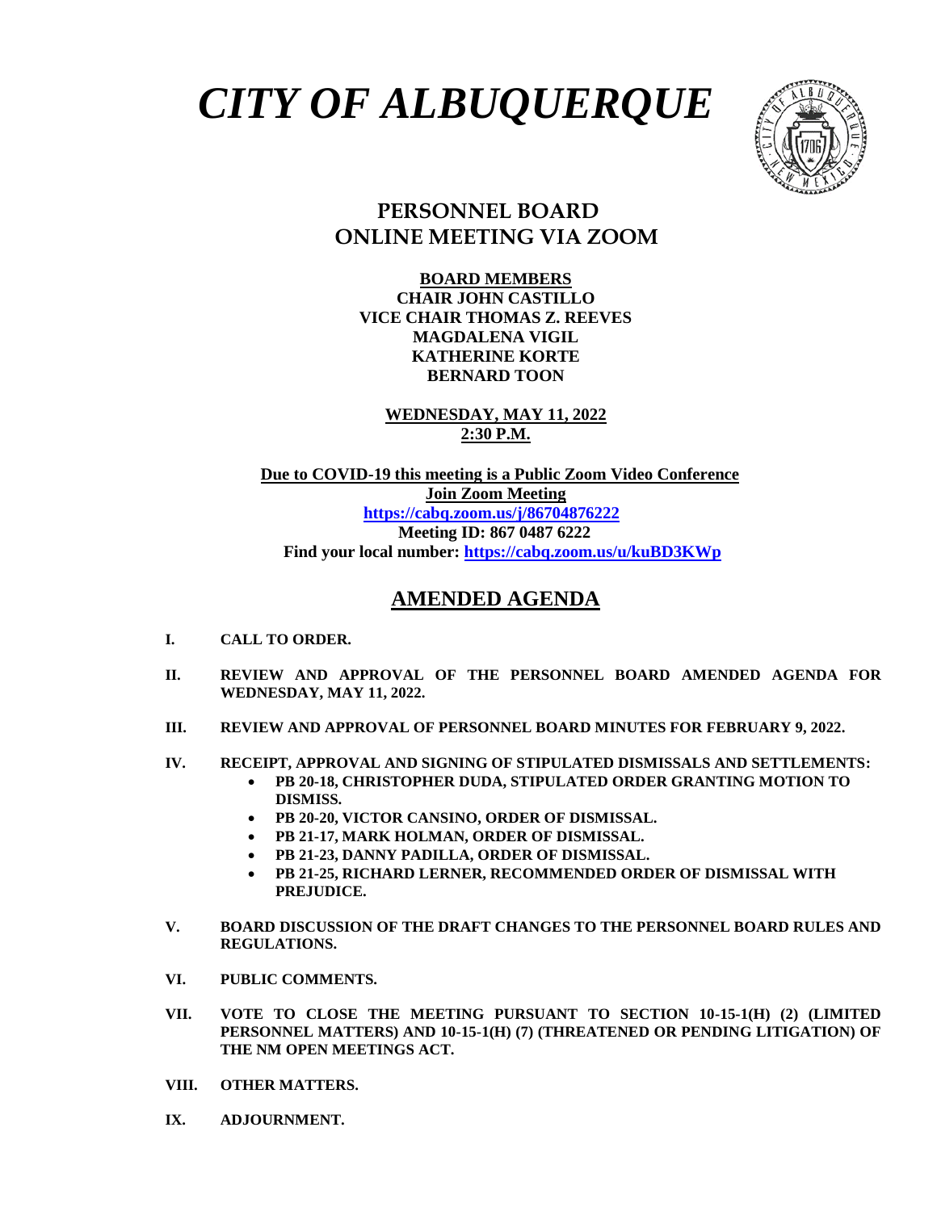# *CITY OF ALBUQUERQUE*

## PERSONNEL BOARD
## ONLINE MEETING VIA ZOOM

**BOARD MEMBERS**
**CHAIR JOHN CASTILLO**
**VICE CHAIR THOMAS Z. REEVES**
**MAGDALENA VIGIL**
**KATHERINE KORTE**
**BERNARD TOON**

**WEDNESDAY, MAY 11, 2022**
**2:30 P.M.**

**Due to COVID-19 this meeting is a Public Zoom Video Conference**
**Join Zoom Meeting**
**https://cabq.zoom.us/j/86704876222**
**Meeting ID: 867 0487 6222**
**Find your local number: https://cabq.zoom.us/u/kuBD3KWp**

## AMENDED AGENDA

**I. CALL TO ORDER.**

**II. REVIEW AND APPROVAL OF THE PERSONNEL BOARD AMENDED AGENDA FOR WEDNESDAY, MAY 11, 2022.**

**III. REVIEW AND APPROVAL OF PERSONNEL BOARD MINUTES FOR FEBRUARY 9, 2022.**

**IV. RECEIPT, APPROVAL AND SIGNING OF STIPULATED DISMISSALS AND SETTLEMENTS:**
- **PB 20-18, CHRISTOPHER DUDA, STIPULATED ORDER GRANTING MOTION TO DISMISS.**
- **PB 20-20, VICTOR CANSINO, ORDER OF DISMISSAL.**
- **PB 21-17, MARK HOLMAN, ORDER OF DISMISSAL.**
- **PB 21-23, DANNY PADILLA, ORDER OF DISMISSAL.**
- **PB 21-25, RICHARD LERNER, RECOMMENDED ORDER OF DISMISSAL WITH PREJUDICE.**

**V. BOARD DISCUSSION OF THE DRAFT CHANGES TO THE PERSONNEL BOARD RULES AND REGULATIONS.**

**VI. PUBLIC COMMENTS.**

**VII. VOTE TO CLOSE THE MEETING PURSUANT TO SECTION 10-15-1(H) (2) (LIMITED PERSONNEL MATTERS) AND 10-15-1(H) (7) (THREATENED OR PENDING LITIGATION) OF THE NM OPEN MEETINGS ACT.**

**VIII. OTHER MATTERS.**

**IX. ADJOURNMENT.**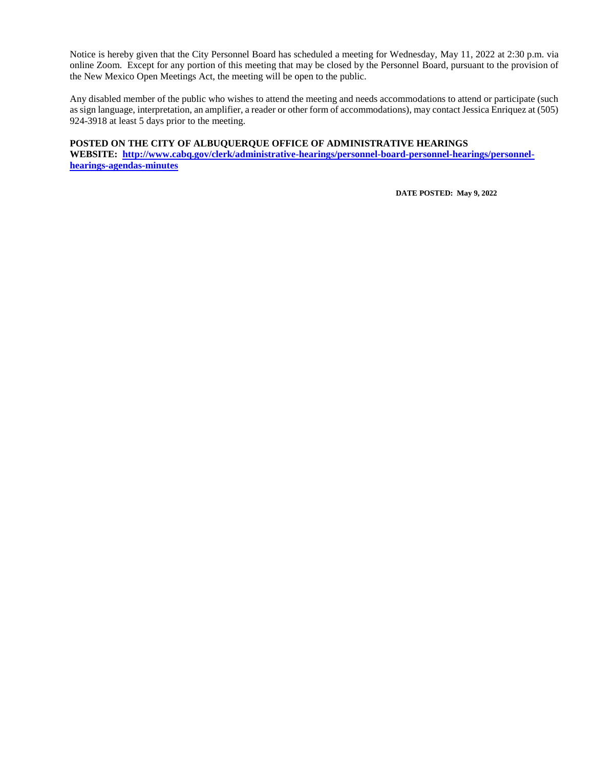Notice is hereby given that the City Personnel Board has scheduled a meeting for Wednesday, May 11, 2022 at 2:30 p.m. via online Zoom. Except for any portion of this meeting that may be closed by the Personnel Board, pursuant to the provision of the New Mexico Open Meetings Act, the meeting will be open to the public.

Any disabled member of the public who wishes to attend the meeting and needs accommodations to attend or participate (such as sign language, interpretation, an amplifier, a reader or other form of accommodations), may contact Jessica Enriquez at (505) 924-3918 at least 5 days prior to the meeting.

**POSTED ON THE CITY OF ALBUQUERQUE OFFICE OF ADMINISTRATIVE HEARINGS WEBSITE: [http://www.cabq.gov/clerk/administrative-hearings/personnel-board-personnel-hearings/personnel-hearings-agendas-minutes](http://www.cabq.gov/clerk/administrative-hearings/personnel-board-personnel-hearings/personnel-hearings-agendas-minutes)**

**DATE POSTED: May 9, 2022**